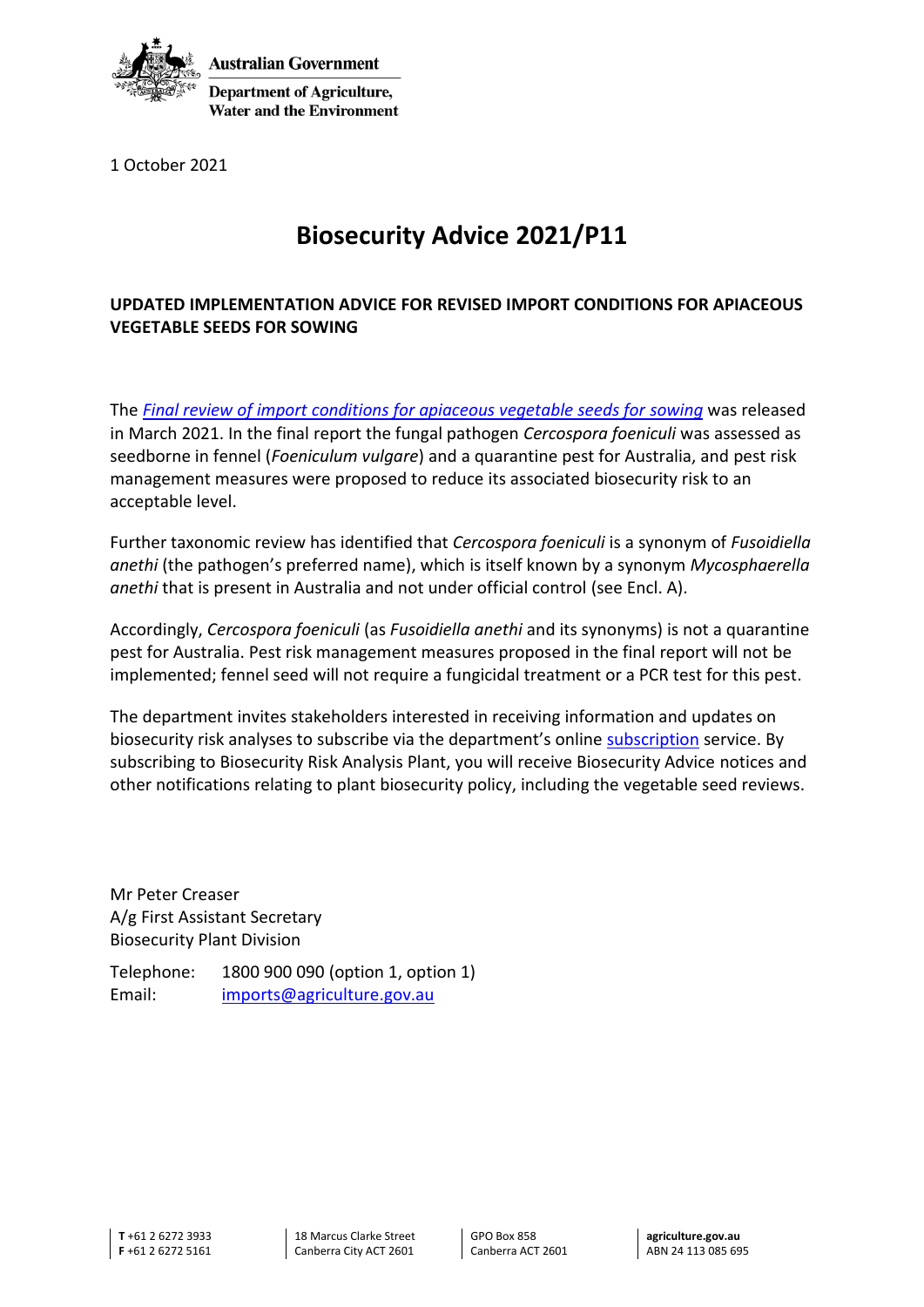Australian Government

Department of Agriculture, Water and the Environment

1 October 2021

# Biosecurity Advice 2021/P11

**UPDATED IMPLEMENTATION ADVICE FOR REVISED IMPORT CONDITIONS FOR APIACEOUS VEGETABLE SEEDS FOR SOWING**

The *Final review of import conditions for apiaceous vegetable seeds for sowing* was released in March 2021. In the final report the fungal pathogen *Cercospora foeniculi* was assessed as seedborne in fennel (*Foeniculum vulgare*) and a quarantine pest for Australia, and pest risk management measures were proposed to reduce its associated biosecurity risk to an acceptable level.

Further taxonomic review has identified that *Cercospora foeniculi* is a synonym of *Fusoidiella anethi* (the pathogen's preferred name), which is itself known by a synonym *Mycosphaerella anethi* that is present in Australia and not under official control (see Encl. A).

Accordingly, *Cercospora foeniculi* (as *Fusoidiella anethi* and its synonyms) is not a quarantine pest for Australia. Pest risk management measures proposed in the final report will not be implemented; fennel seed will not require a fungicidal treatment or a PCR test for this pest.

The department invites stakeholders interested in receiving information and updates on biosecurity risk analyses to subscribe via the department's online subscription service. By subscribing to Biosecurity Risk Analysis Plant, you will receive Biosecurity Advice notices and other notifications relating to plant biosecurity policy, including the vegetable seed reviews.

Mr Peter Creaser
A/g First Assistant Secretary
Biosecurity Plant Division

Telephone: 1800 900 090 (option 1, option 1)
Email: imports@agriculture.gov.au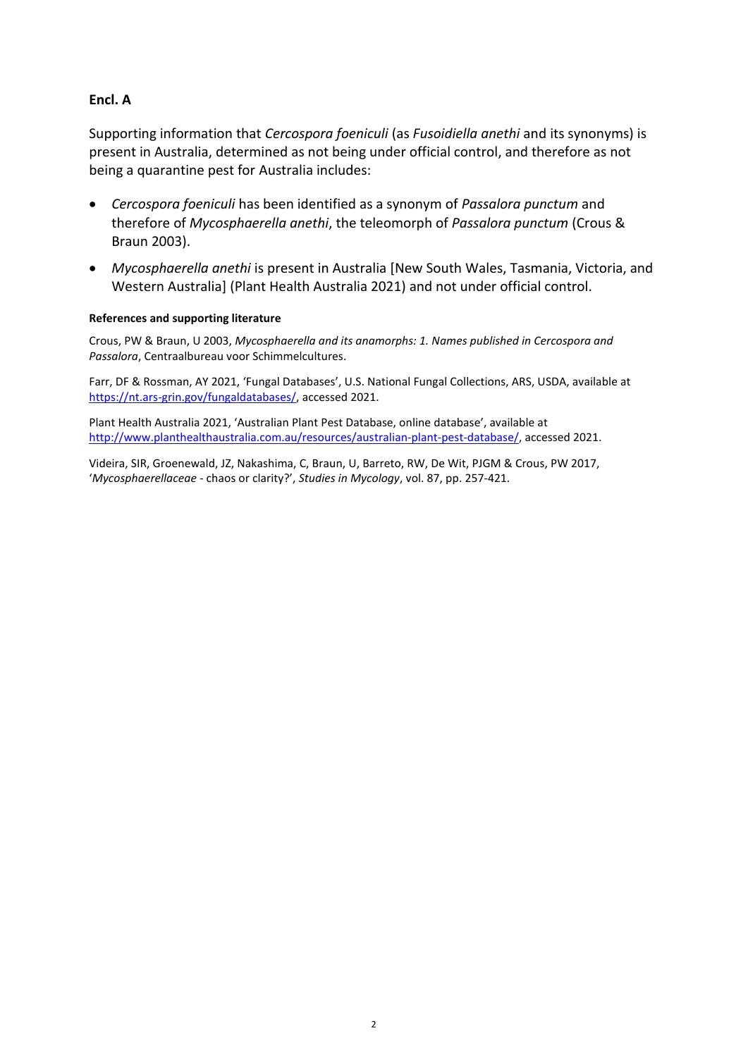## Encl. A

Supporting information that *Cercospora foeniculi* (as *Fusoidiella anethi* and its synonyms) is present in Australia, determined as not being under official control, and therefore as not being a quarantine pest for Australia includes:

- *Cercospora foeniculi* has been identified as a synonym of *Passalora punctum* and therefore of *Mycosphaerella anethi*, the teleomorph of *Passalora punctum* (Crous & Braun 2003).
- *Mycosphaerella anethi* is present in Australia [New South Wales, Tasmania, Victoria, and Western Australia] (Plant Health Australia 2021) and not under official control.

**References and supporting literature**

Crous, PW & Braun, U 2003, *Mycosphaerella and its anamorphs: 1. Names published in Cercospora and Passalora*, Centraalbureau voor Schimmelcultures.

Farr, DF & Rossman, AY 2021, 'Fungal Databases', U.S. National Fungal Collections, ARS, USDA, available at https://nt.ars-grin.gov/fungaldatabases/, accessed 2021.

Plant Health Australia 2021, 'Australian Plant Pest Database, online database', available at http://www.planthealthaustralia.com.au/resources/australian-plant-pest-database/, accessed 2021.

Videira, SIR, Groenewald, JZ, Nakashima, C, Braun, U, Barreto, RW, De Wit, PJGM & Crous, PW 2017, '*Mycosphaerellaceae* - chaos or clarity?', *Studies in Mycology*, vol. 87, pp. 257-421.